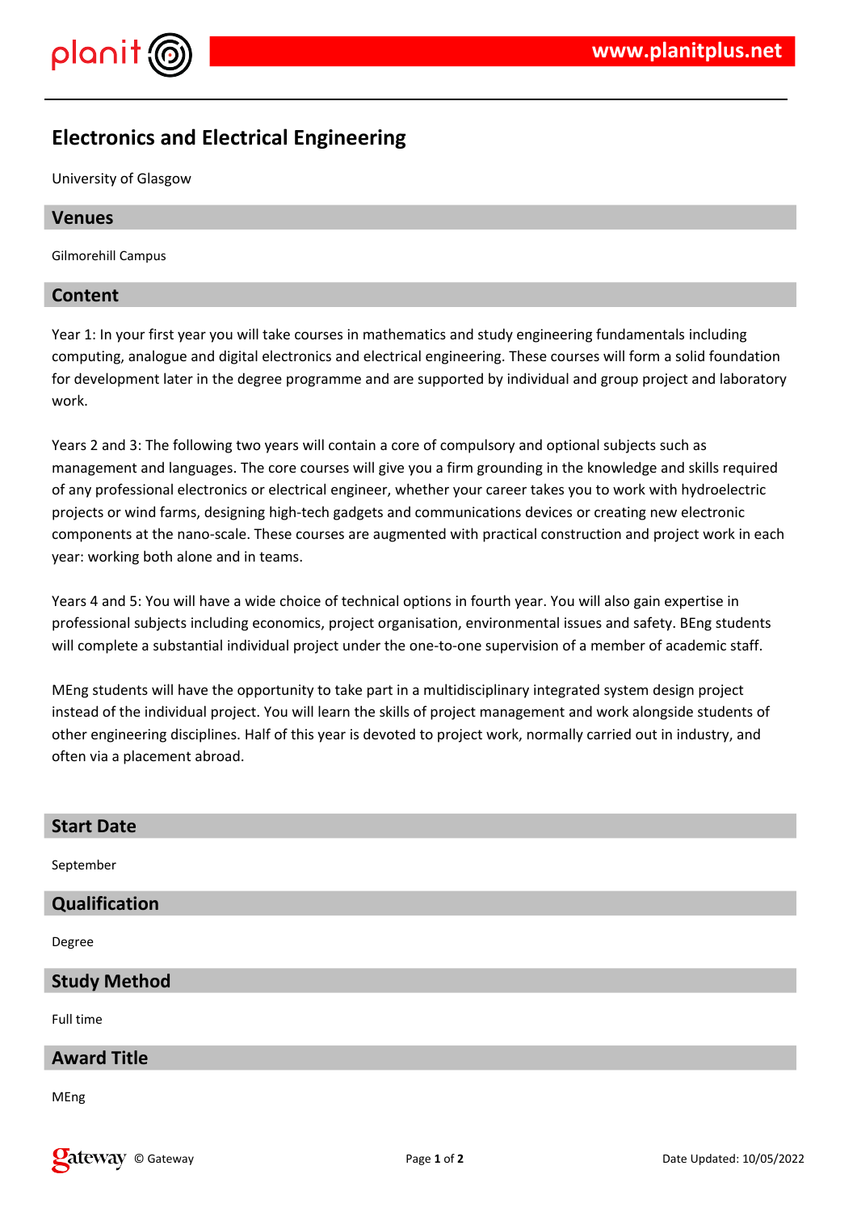# Electronics and Electrical Engineering

University of Glasgow

## Venues

Gilmorehill Campus

## Content

Year 1: In your first year you will take courses in mathematics and study engineering fundamentals including computing, analogue and digital electronics and electrical engineering. These courses will form a solid foundation for development later in the degree programme and are supported by individual and group project and laboratory work.

Years 2 and 3: The following two years will contain a core of compulsory and optional subjects such as management and languages. The core courses will give you a firm grounding in the knowledge and skills required of any professional electronics or electrical engineer, whether your career takes you to work with hydroelectric projects or wind farms, designing high-tech gadgets and communications devices or creating new electronic components at the nano-scale. These courses are augmented with practical construction and project work in each year: working both alone and in teams.

Years 4 and 5: You will have a wide choice of technical options in fourth year. You will also gain expertise in professional subjects including economics, project organisation, environmental issues and safety. BEng students will complete a substantial individual project under the one-to-one supervision of a member of academic staff.

MEng students will have the opportunity to take part in a multidisciplinary integrated system design project instead of the individual project. You will learn the skills of project management and work alongside students of other engineering disciplines. Half of this year is devoted to project work, normally carried out in industry, and often via a placement abroad.

## Start Date

September

## Qualification

Degree

## Study Method

Full time

## Award Title

MEng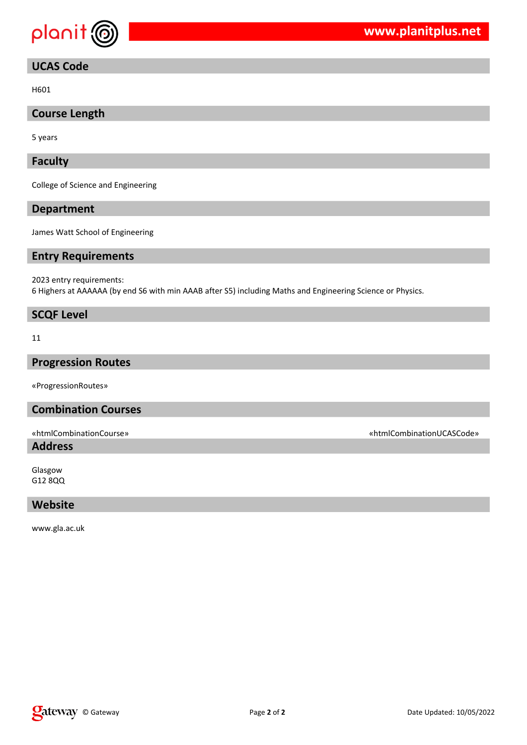## UCAS Code

H601

## Course Length

5 years

## Faculty

College of Science and Engineering

## Department

James Watt School of Engineering

## Entry Requirements

2023 entry requirements:
6 Highers at AAAAAA (by end S6 with min AAAB after S5) including Maths and Engineering Science or Physics.

## SCQF Level

11

## Progression Routes

«ProgressionRoutes»

## Combination Courses

«htmlCombinationCourse» «htmlCombinationUCASCode»

## Address

Glasgow
G12 8QQ

## Website

www.gla.ac.uk